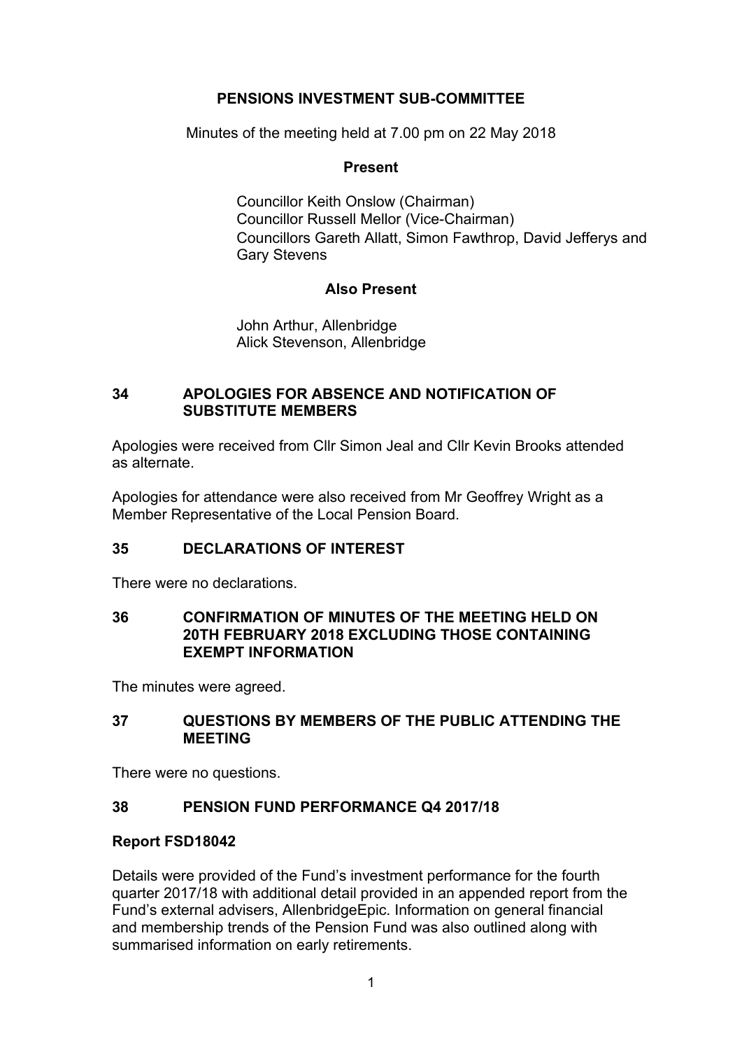# PENSIONS INVESTMENT SUB-COMMITTEE

Minutes of the meeting held at 7.00 pm on 22 May 2018

## Present

Councillor Keith Onslow (Chairman)
Councillor Russell Mellor (Vice-Chairman)
Councillors Gareth Allatt, Simon Fawthrop, David Jefferys and Gary Stevens

## Also Present

John Arthur, Allenbridge
Alick Stevenson, Allenbridge

## 34 APOLOGIES FOR ABSENCE AND NOTIFICATION OF SUBSTITUTE MEMBERS

Apologies were received from Cllr Simon Jeal and Cllr Kevin Brooks attended as alternate.

Apologies for attendance were also received from Mr Geoffrey Wright as a Member Representative of the Local Pension Board.

## 35 DECLARATIONS OF INTEREST

There were no declarations.

## 36 CONFIRMATION OF MINUTES OF THE MEETING HELD ON 20TH FEBRUARY 2018 EXCLUDING THOSE CONTAINING EXEMPT INFORMATION

The minutes were agreed.

## 37 QUESTIONS BY MEMBERS OF THE PUBLIC ATTENDING THE MEETING

There were no questions.

## 38 PENSION FUND PERFORMANCE Q4 2017/18

**Report FSD18042**

Details were provided of the Fund's investment performance for the fourth quarter 2017/18 with additional detail provided in an appended report from the Fund's external advisers, AllenbridgeEpic. Information on general financial and membership trends of the Pension Fund was also outlined along with summarised information on early retirements.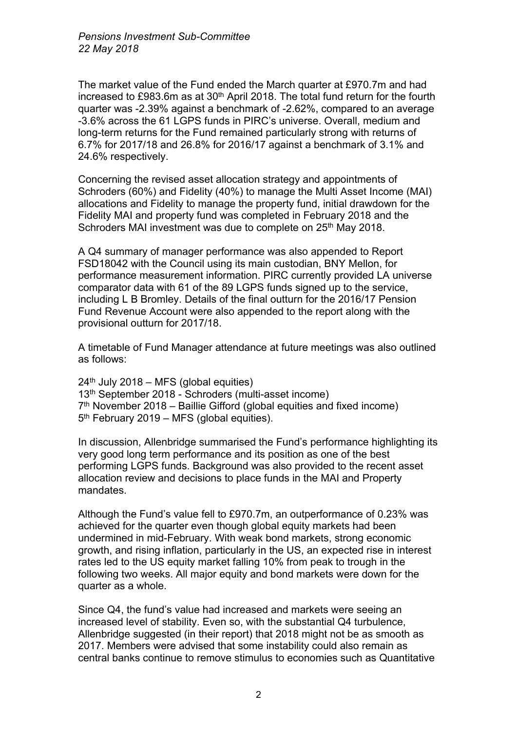The market value of the Fund ended the March quarter at £970.7m and had increased to £983.6m as at 30th April 2018. The total fund return for the fourth quarter was -2.39% against a benchmark of -2.62%, compared to an average -3.6% across the 61 LGPS funds in PIRC's universe. Overall, medium and long-term returns for the Fund remained particularly strong with returns of 6.7% for 2017/18 and 26.8% for 2016/17 against a benchmark of 3.1% and 24.6% respectively.

Concerning the revised asset allocation strategy and appointments of Schroders (60%) and Fidelity (40%) to manage the Multi Asset Income (MAI) allocations and Fidelity to manage the property fund, initial drawdown for the Fidelity MAI and property fund was completed in February 2018 and the Schroders MAI investment was due to complete on 25th May 2018.

A Q4 summary of manager performance was also appended to Report FSD18042 with the Council using its main custodian, BNY Mellon, for performance measurement information. PIRC currently provided LA universe comparator data with 61 of the 89 LGPS funds signed up to the service, including L B Bromley. Details of the final outturn for the 2016/17 Pension Fund Revenue Account were also appended to the report along with the provisional outturn for 2017/18.

A timetable of Fund Manager attendance at future meetings was also outlined as follows:

24th July 2018 – MFS (global equities)
13th September 2018 - Schroders (multi-asset income)
7th November 2018 – Baillie Gifford (global equities and fixed income)
5th February 2019 – MFS (global equities).

In discussion, Allenbridge summarised the Fund's performance highlighting its very good long term performance and its position as one of the best performing LGPS funds. Background was also provided to the recent asset allocation review and decisions to place funds in the MAI and Property mandates.

Although the Fund's value fell to £970.7m, an outperformance of 0.23% was achieved for the quarter even though global equity markets had been undermined in mid-February. With weak bond markets, strong economic growth, and rising inflation, particularly in the US, an expected rise in interest rates led to the US equity market falling 10% from peak to trough in the following two weeks. All major equity and bond markets were down for the quarter as a whole.

Since Q4, the fund's value had increased and markets were seeing an increased level of stability. Even so, with the substantial Q4 turbulence, Allenbridge suggested (in their report) that 2018 might not be as smooth as 2017. Members were advised that some instability could also remain as central banks continue to remove stimulus to economies such as Quantitative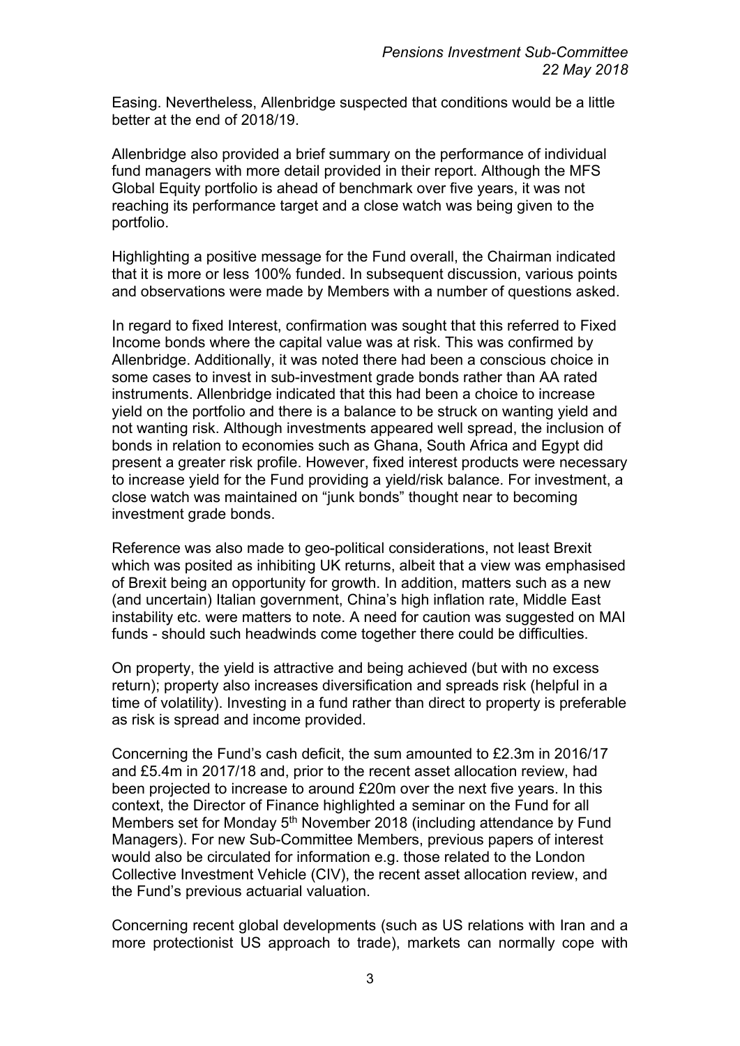Easing. Nevertheless, Allenbridge suspected that conditions would be a little better at the end of 2018/19.

Allenbridge also provided a brief summary on the performance of individual fund managers with more detail provided in their report. Although the MFS Global Equity portfolio is ahead of benchmark over five years, it was not reaching its performance target and a close watch was being given to the portfolio.

Highlighting a positive message for the Fund overall, the Chairman indicated that it is more or less 100% funded. In subsequent discussion, various points and observations were made by Members with a number of questions asked.

In regard to fixed Interest, confirmation was sought that this referred to Fixed Income bonds where the capital value was at risk. This was confirmed by Allenbridge. Additionally, it was noted there had been a conscious choice in some cases to invest in sub-investment grade bonds rather than AA rated instruments. Allenbridge indicated that this had been a choice to increase yield on the portfolio and there is a balance to be struck on wanting yield and not wanting risk. Although investments appeared well spread, the inclusion of bonds in relation to economies such as Ghana, South Africa and Egypt did present a greater risk profile. However, fixed interest products were necessary to increase yield for the Fund providing a yield/risk balance. For investment, a close watch was maintained on "junk bonds" thought near to becoming investment grade bonds.

Reference was also made to geo-political considerations, not least Brexit which was posited as inhibiting UK returns, albeit that a view was emphasised of Brexit being an opportunity for growth. In addition, matters such as a new (and uncertain) Italian government, China's high inflation rate, Middle East instability etc. were matters to note. A need for caution was suggested on MAI funds - should such headwinds come together there could be difficulties.

On property, the yield is attractive and being achieved (but with no excess return); property also increases diversification and spreads risk (helpful in a time of volatility). Investing in a fund rather than direct to property is preferable as risk is spread and income provided.

Concerning the Fund's cash deficit, the sum amounted to £2.3m in 2016/17 and £5.4m in 2017/18 and, prior to the recent asset allocation review, had been projected to increase to around £20m over the next five years. In this context, the Director of Finance highlighted a seminar on the Fund for all Members set for Monday 5th November 2018 (including attendance by Fund Managers). For new Sub-Committee Members, previous papers of interest would also be circulated for information e.g. those related to the London Collective Investment Vehicle (CIV), the recent asset allocation review, and the Fund's previous actuarial valuation.

Concerning recent global developments (such as US relations with Iran and a more protectionist US approach to trade), markets can normally cope with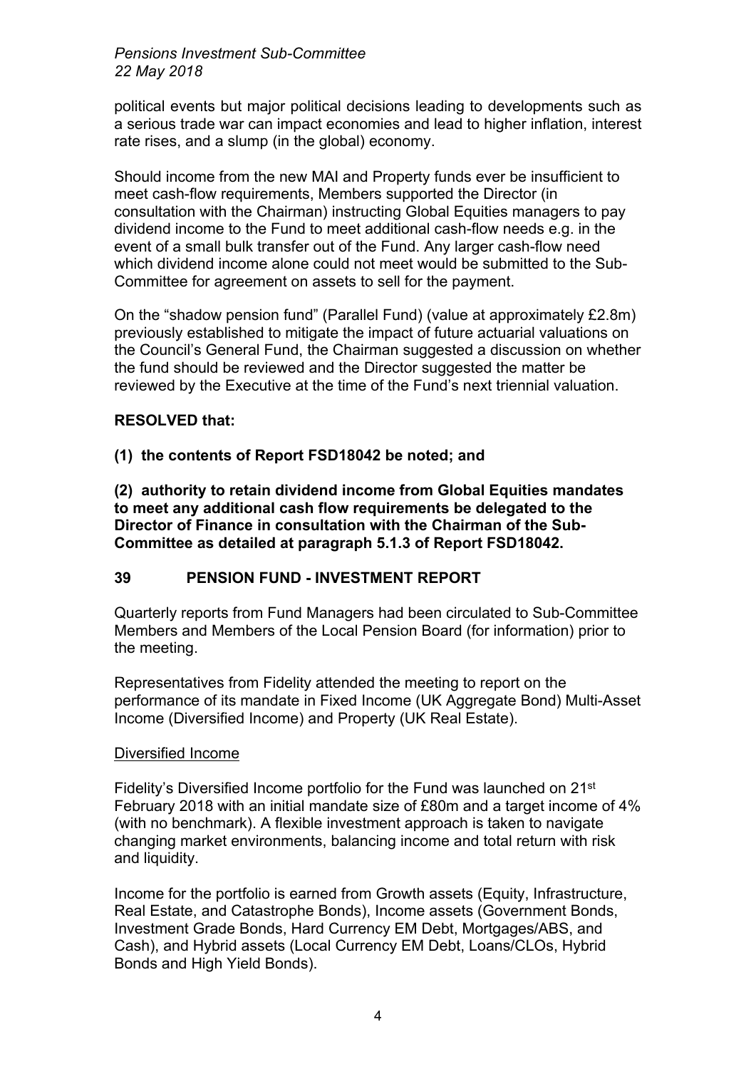political events but major political decisions leading to developments such as a serious trade war can impact economies and lead to higher inflation, interest rate rises, and a slump (in the global) economy.

Should income from the new MAI and Property funds ever be insufficient to meet cash-flow requirements, Members supported the Director (in consultation with the Chairman) instructing Global Equities managers to pay dividend income to the Fund to meet additional cash-flow needs e.g. in the event of a small bulk transfer out of the Fund. Any larger cash-flow need which dividend income alone could not meet would be submitted to the Sub-Committee for agreement on assets to sell for the payment.

On the "shadow pension fund" (Parallel Fund) (value at approximately £2.8m) previously established to mitigate the impact of future actuarial valuations on the Council's General Fund, the Chairman suggested a discussion on whether the fund should be reviewed and the Director suggested the matter be reviewed by the Executive at the time of the Fund's next triennial valuation.

**RESOLVED that:**

**(1) the contents of Report FSD18042 be noted; and**

**(2) authority to retain dividend income from Global Equities mandates to meet any additional cash flow requirements be delegated to the Director of Finance in consultation with the Chairman of the Sub-Committee as detailed at paragraph 5.1.3 of Report FSD18042.**

## 39 PENSION FUND - INVESTMENT REPORT

Quarterly reports from Fund Managers had been circulated to Sub-Committee Members and Members of the Local Pension Board (for information) prior to the meeting.

Representatives from Fidelity attended the meeting to report on the performance of its mandate in Fixed Income (UK Aggregate Bond) Multi-Asset Income (Diversified Income) and Property (UK Real Estate).

### Diversified Income

Fidelity's Diversified Income portfolio for the Fund was launched on 21st February 2018 with an initial mandate size of £80m and a target income of 4% (with no benchmark). A flexible investment approach is taken to navigate changing market environments, balancing income and total return with risk and liquidity.

Income for the portfolio is earned from Growth assets (Equity, Infrastructure, Real Estate, and Catastrophe Bonds), Income assets (Government Bonds, Investment Grade Bonds, Hard Currency EM Debt, Mortgages/ABS, and Cash), and Hybrid assets (Local Currency EM Debt, Loans/CLOs, Hybrid Bonds and High Yield Bonds).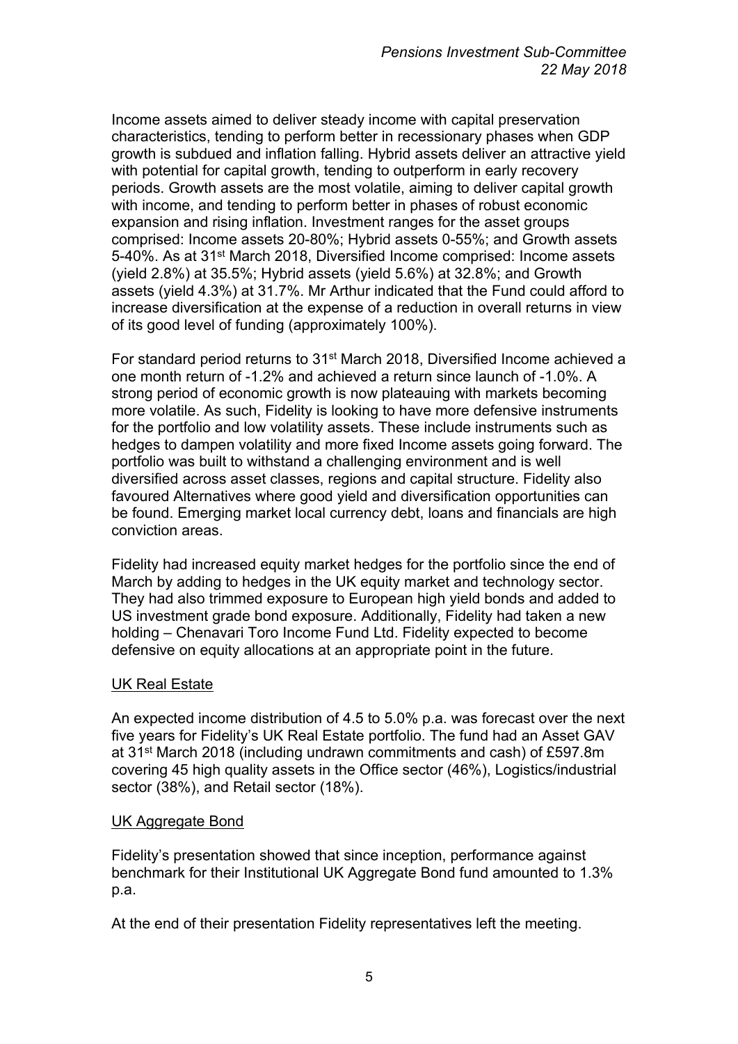Income assets aimed to deliver steady income with capital preservation characteristics, tending to perform better in recessionary phases when GDP growth is subdued and inflation falling. Hybrid assets deliver an attractive yield with potential for capital growth, tending to outperform in early recovery periods. Growth assets are the most volatile, aiming to deliver capital growth with income, and tending to perform better in phases of robust economic expansion and rising inflation. Investment ranges for the asset groups comprised: Income assets 20-80%; Hybrid assets 0-55%; and Growth assets 5-40%. As at 31st March 2018, Diversified Income comprised: Income assets (yield 2.8%) at 35.5%; Hybrid assets (yield 5.6%) at 32.8%; and Growth assets (yield 4.3%) at 31.7%. Mr Arthur indicated that the Fund could afford to increase diversification at the expense of a reduction in overall returns in view of its good level of funding (approximately 100%).

For standard period returns to 31st March 2018, Diversified Income achieved a one month return of -1.2% and achieved a return since launch of -1.0%. A strong period of economic growth is now plateauing with markets becoming more volatile. As such, Fidelity is looking to have more defensive instruments for the portfolio and low volatility assets. These include instruments such as hedges to dampen volatility and more fixed Income assets going forward. The portfolio was built to withstand a challenging environment and is well diversified across asset classes, regions and capital structure. Fidelity also favoured Alternatives where good yield and diversification opportunities can be found. Emerging market local currency debt, loans and financials are high conviction areas.

Fidelity had increased equity market hedges for the portfolio since the end of March by adding to hedges in the UK equity market and technology sector. They had also trimmed exposure to European high yield bonds and added to US investment grade bond exposure. Additionally, Fidelity had taken a new holding – Chenavari Toro Income Fund Ltd. Fidelity expected to become defensive on equity allocations at an appropriate point in the future.

<u>UK Real Estate</u>

An expected income distribution of 4.5 to 5.0% p.a. was forecast over the next five years for Fidelity's UK Real Estate portfolio. The fund had an Asset GAV at 31st March 2018 (including undrawn commitments and cash) of £597.8m covering 45 high quality assets in the Office sector (46%), Logistics/industrial sector (38%), and Retail sector (18%).

<u>UK Aggregate Bond</u>

Fidelity's presentation showed that since inception, performance against benchmark for their Institutional UK Aggregate Bond fund amounted to 1.3% p.a.

At the end of their presentation Fidelity representatives left the meeting.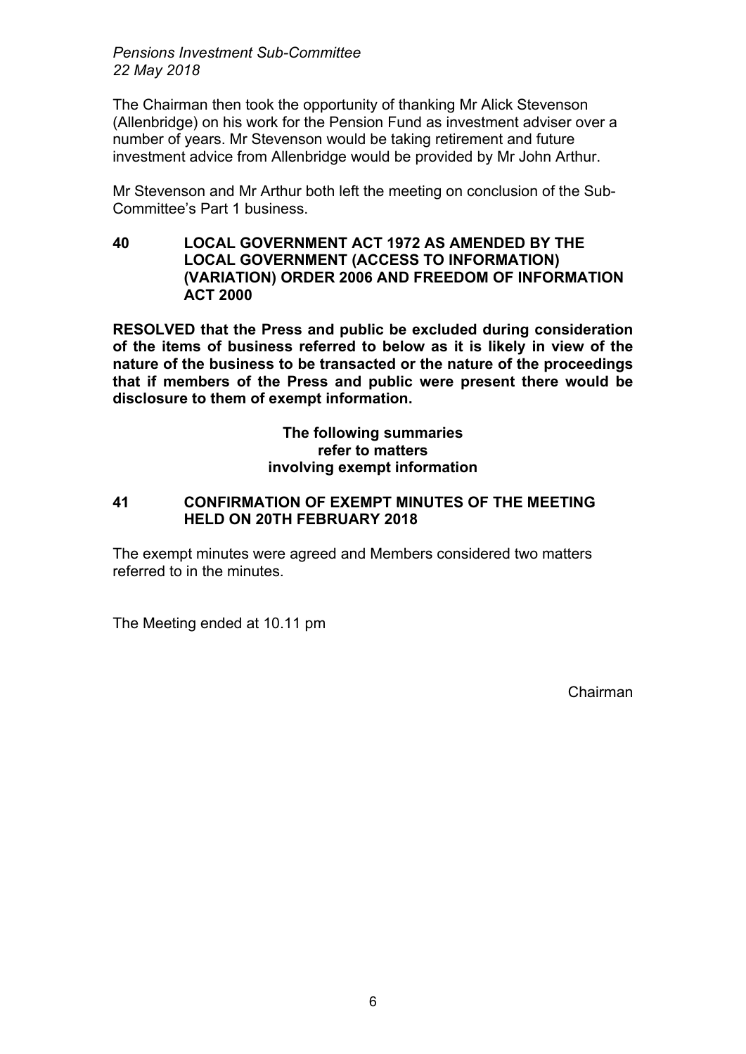The Chairman then took the opportunity of thanking Mr Alick Stevenson (Allenbridge) on his work for the Pension Fund as investment adviser over a number of years. Mr Stevenson would be taking retirement and future investment advice from Allenbridge would be provided by Mr John Arthur.

Mr Stevenson and Mr Arthur both left the meeting on conclusion of the Sub-Committee's Part 1 business.

## 40 LOCAL GOVERNMENT ACT 1972 AS AMENDED BY THE LOCAL GOVERNMENT (ACCESS TO INFORMATION) (VARIATION) ORDER 2006 AND FREEDOM OF INFORMATION ACT 2000

**RESOLVED that the Press and public be excluded during consideration of the items of business referred to below as it is likely in view of the nature of the business to be transacted or the nature of the proceedings that if members of the Press and public were present there would be disclosure to them of exempt information.**

**The following summaries refer to matters involving exempt information**

## 41 CONFIRMATION OF EXEMPT MINUTES OF THE MEETING HELD ON 20TH FEBRUARY 2018

The exempt minutes were agreed and Members considered two matters referred to in the minutes.

The Meeting ended at 10.11 pm

Chairman